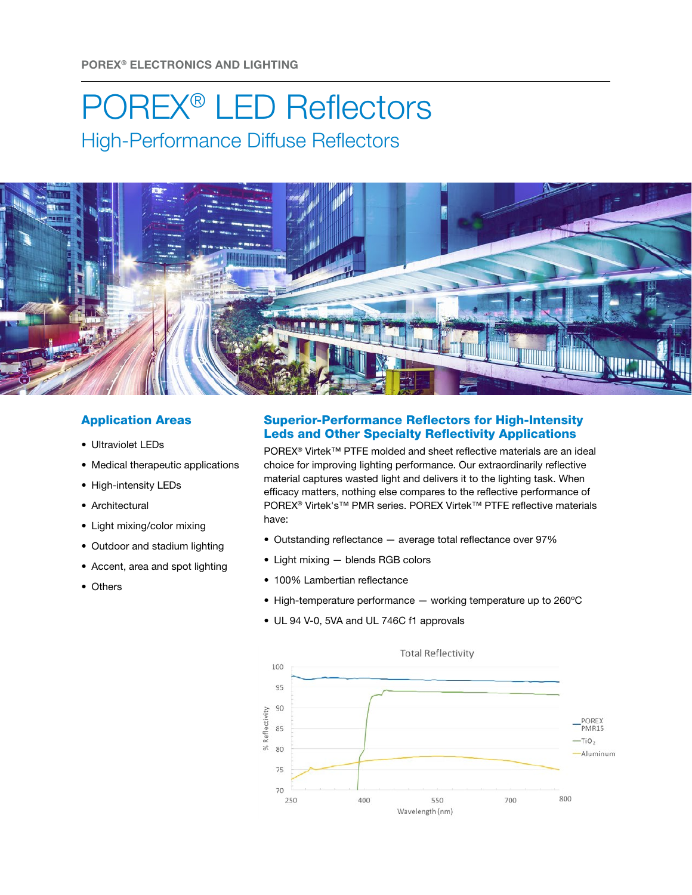POREX® ELECTRONICS AND LIGHTING

# POREX® LED Reflectors

## High-Performance Diffuse Reflectors

### Application Areas

- Ultraviolet LEDs
- Medical therapeutic applications
- High-intensity LEDs
- Architectural
- Light mixing/color mixing
- Outdoor and stadium lighting
- Accent, area and spot lighting
- Others

### Superior-Performance Reflectors for High-Intensity Leds and Other Specialty Reflectivity Applications

POREX® Virtek™ PTFE molded and sheet reflective materials are an ideal choice for improving lighting performance. Our extraordinarily reflective material captures wasted light and delivers it to the lighting task. When efficacy matters, nothing else compares to the reflective performance of POREX® Virtek's™ PMR series. POREX Virtek™ PTFE reflective materials have:

- Outstanding reflectance — average total reflectance over 97%
- Light mixing — blends RGB colors
- 100% Lambertian reflectance
- High-temperature performance — working temperature up to 260ºC
- UL 94 V-0, 5VA and UL 746C f1 approvals

Total Reflectivity

% Reflectivity

100
95
90
85
80
75
70

250
400
550
700
800

Wavelength (nm)

POREX PMR15
$TiO_2$
Aluminum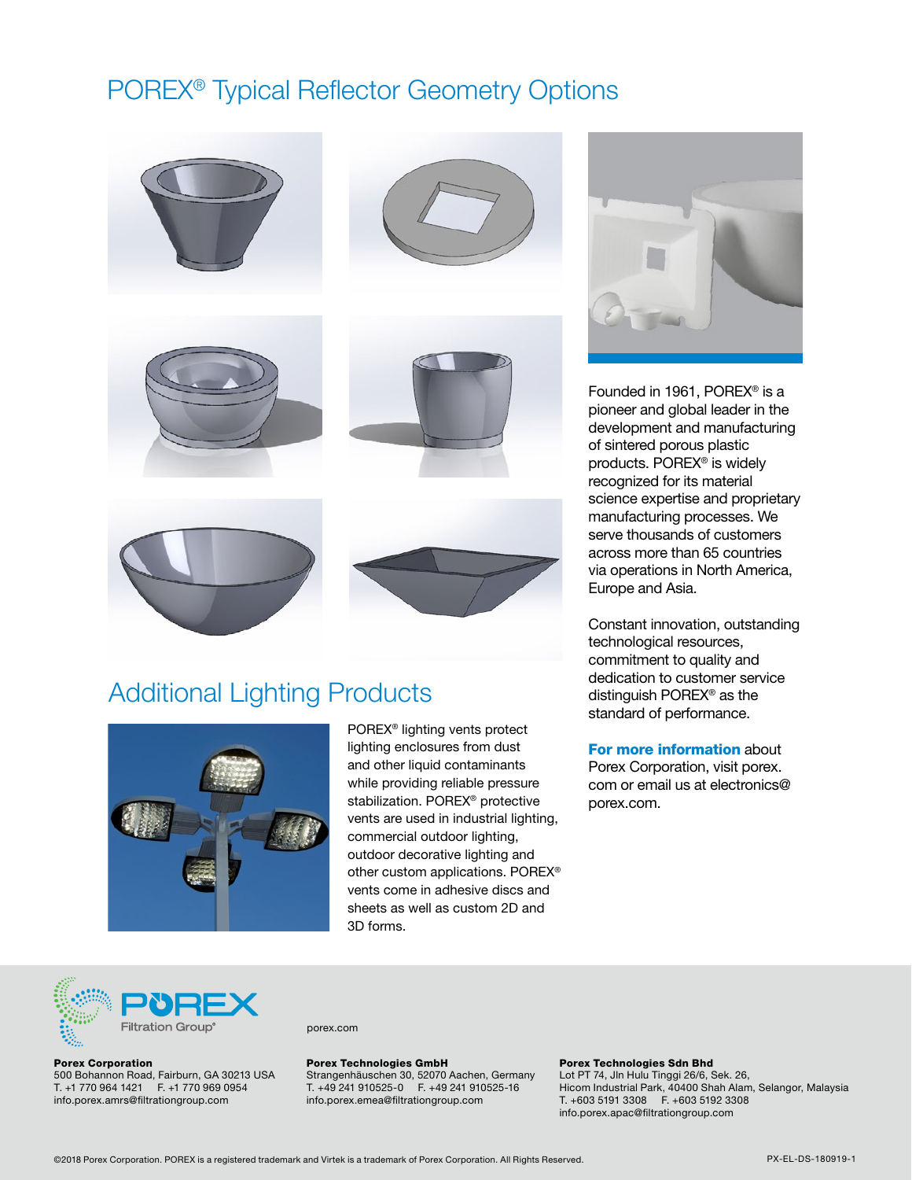# POREX® Typical Reflector Geometry Options

Founded in 1961, POREX® is a pioneer and global leader in the development and manufacturing of sintered porous plastic products. POREX® is widely recognized for its material science expertise and proprietary manufacturing processes. We serve thousands of customers across more than 65 countries via operations in North America, Europe and Asia.

Constant innovation, outstanding technological resources, commitment to quality and dedication to customer service distinguish POREX® as the standard of performance.

**For more information** about Porex Corporation, visit porex.com or email us at electronics@porex.com.

## Additional Lighting Products

POREX® lighting vents protect lighting enclosures from dust and other liquid contaminants while providing reliable pressure stabilization. POREX® protective vents are used in industrial lighting, commercial outdoor lighting, outdoor decorative lighting and other custom applications. POREX® vents come in adhesive discs and sheets as well as custom 2D and 3D forms.

POREX Filtration Group®

porex.com

**Porex Corporation**
500 Bohannon Road, Fairburn, GA 30213 USA
T. +1 770 964 1421 F. +1 770 969 0954
info.porex.amrs@filtrationgroup.com

**Porex Technologies GmbH**
Strangenhäuschen 30, 52070 Aachen, Germany
T. +49 241 910525-0 F. +49 241 910525-16
info.porex.emea@filtrationgroup.com

**Porex Technologies Sdn Bhd**
Lot PT 74, Jln Hulu Tinggi 26/6, Sek. 26,
Hicom Industrial Park, 40400 Shah Alam, Selangor, Malaysia
T. +603 5191 3308 F. +603 5192 3308
info.porex.apac@filtrationgroup.com

©2018 Porex Corporation. POREX is a registered trademark and Virtek is a trademark of Porex Corporation. All Rights Reserved.

PX-EL-DS-180919-1